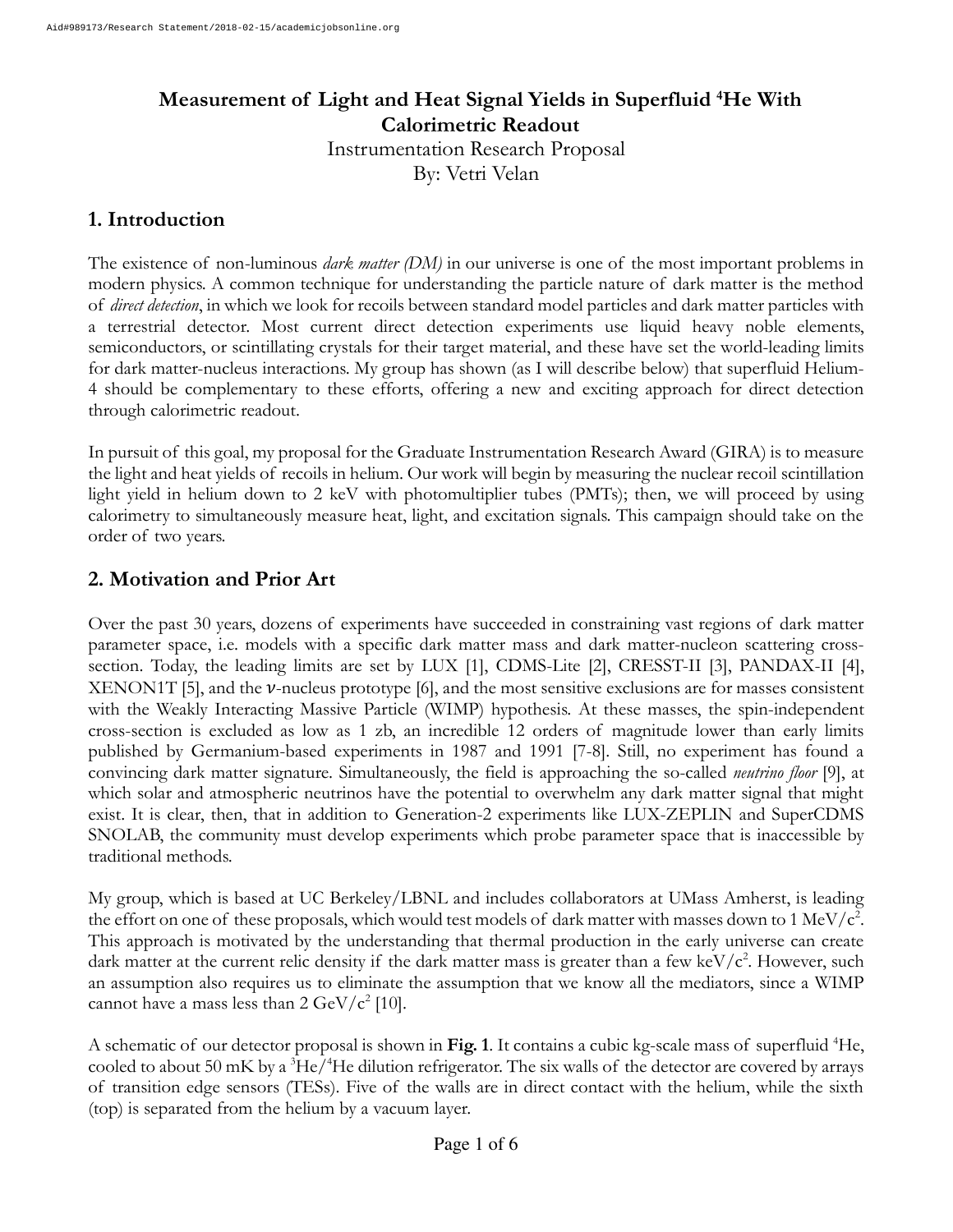# Measurement of Light and Heat Signal Yields in Superfluid $^4$He With Calorimetric Readout

Instrumentation Research Proposal

By: Vetri Velan

## 1. Introduction

The existence of non-luminous *dark matter (DM)* in our universe is one of the most important problems in modern physics. A common technique for understanding the particle nature of dark matter is the method of *direct detection*, in which we look for recoils between standard model particles and dark matter particles with a terrestrial detector. Most current direct detection experiments use liquid heavy noble elements, semiconductors, or scintillating crystals for their target material, and these have set the world-leading limits for dark matter-nucleus interactions. My group has shown (as I will describe below) that superfluid Helium-4 should be complementary to these efforts, offering a new and exciting approach for direct detection through calorimetric readout.

In pursuit of this goal, my proposal for the Graduate Instrumentation Research Award (GIRA) is to measure the light and heat yields of recoils in helium. Our work will begin by measuring the nuclear recoil scintillation light yield in helium down to 2 keV with photomultiplier tubes (PMTs); then, we will proceed by using calorimetry to simultaneously measure heat, light, and excitation signals. This campaign should take on the order of two years.

## 2. Motivation and Prior Art

Over the past 30 years, dozens of experiments have succeeded in constraining vast regions of dark matter parameter space, i.e. models with a specific dark matter mass and dark matter-nucleon scattering cross-section. Today, the leading limits are set by LUX [1], CDMS-Lite [2], CRESST-II [3], PANDAX-II [4], XENON1T [5], and the $\nu$-nucleus prototype [6], and the most sensitive exclusions are for masses consistent with the Weakly Interacting Massive Particle (WIMP) hypothesis. At these masses, the spin-independent cross-section is excluded as low as 1 zb, an incredible 12 orders of magnitude lower than early limits published by Germanium-based experiments in 1987 and 1991 [7-8]. Still, no experiment has found a convincing dark matter signature. Simultaneously, the field is approaching the so-called *neutrino floor* [9], at which solar and atmospheric neutrinos have the potential to overwhelm any dark matter signal that might exist. It is clear, then, that in addition to Generation-2 experiments like LUX-ZEPLIN and SuperCDMS SNOLAB, the community must develop experiments which probe parameter space that is inaccessible by traditional methods.

My group, which is based at UC Berkeley/LBNL and includes collaborators at UMass Amherst, is leading the effort on one of these proposals, which would test models of dark matter with masses down to 1 MeV/c$^2$. This approach is motivated by the understanding that thermal production in the early universe can create dark matter at the current relic density if the dark matter mass is greater than a few keV/c$^2$. However, such an assumption also requires us to eliminate the assumption that we know all the mediators, since a WIMP cannot have a mass less than 2 GeV/c$^2$ [10].

A schematic of our detector proposal is shown in **Fig. 1**. It contains a cubic kg-scale mass of superfluid $^4$He, cooled to about 50 mK by a $^3$He/$^4$He dilution refrigerator. The six walls of the detector are covered by arrays of transition edge sensors (TESs). Five of the walls are in direct contact with the helium, while the sixth (top) is separated from the helium by a vacuum layer.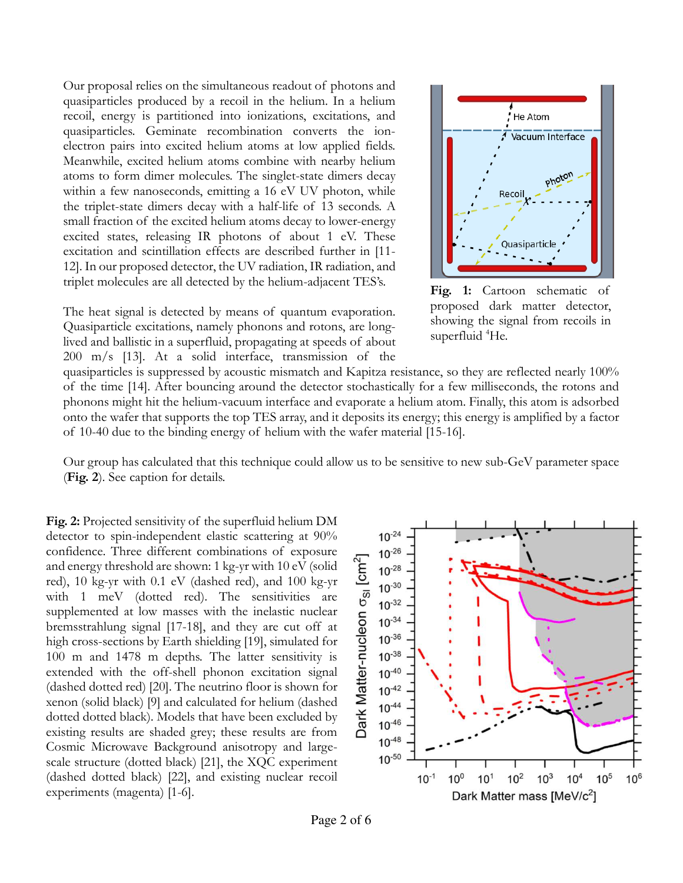Our proposal relies on the simultaneous readout of photons and quasiparticles produced by a recoil in the helium. In a helium recoil, energy is partitioned into ionizations, excitations, and quasiparticles. Geminate recombination converts the ion-electron pairs into excited helium atoms at low applied fields. Meanwhile, excited helium atoms combine with nearby helium atoms to form dimer molecules. The singlet-state dimers decay within a few nanoseconds, emitting a 16 eV UV photon, while the triplet-state dimers decay with a half-life of 13 seconds. A small fraction of the excited helium atoms decay to lower-energy excited states, releasing IR photons of about 1 eV. These excitation and scintillation effects are described further in [11-12]. In our proposed detector, the UV radiation, IR radiation, and triplet molecules are all detected by the helium-adjacent TES's.

**Fig. 1:** Cartoon schematic of proposed dark matter detector, showing the signal from recoils in superfluid $^4$He.

The heat signal is detected by means of quantum evaporation. Quasiparticle excitations, namely phonons and rotons, are long-lived and ballistic in a superfluid, propagating at speeds of about 200 m/s [13]. At a solid interface, transmission of the quasiparticles is suppressed by acoustic mismatch and Kapitza resistance, so they are reflected nearly 100% of the time [14]. After bouncing around the detector stochastically for a few milliseconds, the rotons and phonons might hit the helium-vacuum interface and evaporate a helium atom. Finally, this atom is adsorbed onto the wafer that supports the top TES array, and it deposits its energy; this energy is amplified by a factor of 10-40 due to the binding energy of helium with the wafer material [15-16].

Our group has calculated that this technique could allow us to be sensitive to new sub-GeV parameter space (**Fig. 2**). See caption for details.

**Fig. 2:** Projected sensitivity of the superfluid helium DM detector to spin-independent elastic scattering at 90% confidence. Three different combinations of exposure and energy threshold are shown: 1 kg-yr with 10 eV (solid red), 10 kg-yr with 0.1 eV (dashed red), and 100 kg-yr with 1 meV (dotted red). The sensitivities are supplemented at low masses with the inelastic nuclear bremsstrahlung signal [17-18], and they are cut off at high cross-sections by Earth shielding [19], simulated for 100 m and 1478 m depths. The latter sensitivity is extended with the off-shell phonon excitation signal (dashed dotted red) [20]. The neutrino floor is shown for xenon (solid black) [9] and calculated for helium (dashed dotted dotted black). Models that have been excluded by existing results are shaded grey; these results are from Cosmic Microwave Background anisotropy and large-scale structure (dotted black) [21], the XQC experiment (dashed dotted black) [22], and existing nuclear recoil experiments (magenta) [1-6].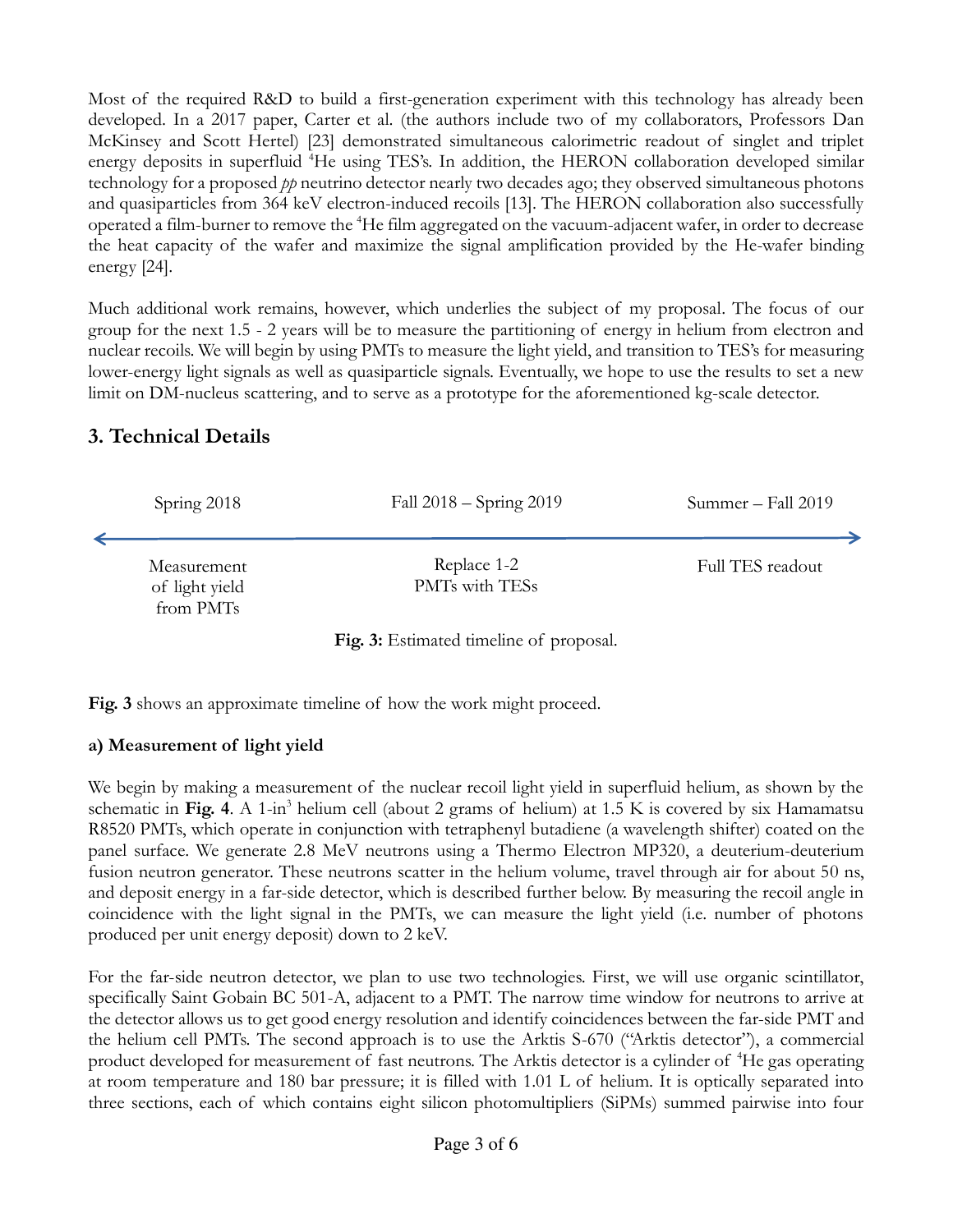Most of the required R&D to build a first-generation experiment with this technology has already been developed. In a 2017 paper, Carter et al. (the authors include two of my collaborators, Professors Dan McKinsey and Scott Hertel) [23] demonstrated simultaneous calorimetric readout of singlet and triplet energy deposits in superfluid $^4$He using TES's. In addition, the HERON collaboration developed similar technology for a proposed *pp* neutrino detector nearly two decades ago; they observed simultaneous photons and quasiparticles from 364 keV electron-induced recoils [13]. The HERON collaboration also successfully operated a film-burner to remove the $^4$He film aggregated on the vacuum-adjacent wafer, in order to decrease the heat capacity of the wafer and maximize the signal amplification provided by the He-wafer binding energy [24].

Much additional work remains, however, which underlies the subject of my proposal. The focus of our group for the next 1.5 - 2 years will be to measure the partitioning of energy in helium from electron and nuclear recoils. We will begin by using PMTs to measure the light yield, and transition to TES's for measuring lower-energy light signals as well as quasiparticle signals. Eventually, we hope to use the results to set a new limit on DM-nucleus scattering, and to serve as a prototype for the aforementioned kg-scale detector.

## 3. Technical Details

| Spring 2018 | Fall 2018 – Spring 2019 | Summer – Fall 2019 |
| --- | --- | --- |
| Measurement of light yield from PMTs | Replace 1-2 PMTs with TESs | Full TES readout |

**Fig. 3:** Estimated timeline of proposal.

**Fig. 3** shows an approximate timeline of how the work might proceed.

### a) Measurement of light yield

We begin by making a measurement of the nuclear recoil light yield in superfluid helium, as shown by the schematic in **Fig. 4**. A 1-in$^3$ helium cell (about 2 grams of helium) at 1.5 K is covered by six Hamamatsu R8520 PMTs, which operate in conjunction with tetraphenyl butadiene (a wavelength shifter) coated on the panel surface. We generate 2.8 MeV neutrons using a Thermo Electron MP320, a deuterium-deuterium fusion neutron generator. These neutrons scatter in the helium volume, travel through air for about 50 ns, and deposit energy in a far-side detector, which is described further below. By measuring the recoil angle in coincidence with the light signal in the PMTs, we can measure the light yield (i.e. number of photons produced per unit energy deposit) down to 2 keV.

For the far-side neutron detector, we plan to use two technologies. First, we will use organic scintillator, specifically Saint Gobain BC 501-A, adjacent to a PMT. The narrow time window for neutrons to arrive at the detector allows us to get good energy resolution and identify coincidences between the far-side PMT and the helium cell PMTs. The second approach is to use the Arktis S-670 ("Arktis detector"), a commercial product developed for measurement of fast neutrons. The Arktis detector is a cylinder of $^4$He gas operating at room temperature and 180 bar pressure; it is filled with 1.01 L of helium. It is optically separated into three sections, each of which contains eight silicon photomultipliers (SiPMs) summed pairwise into four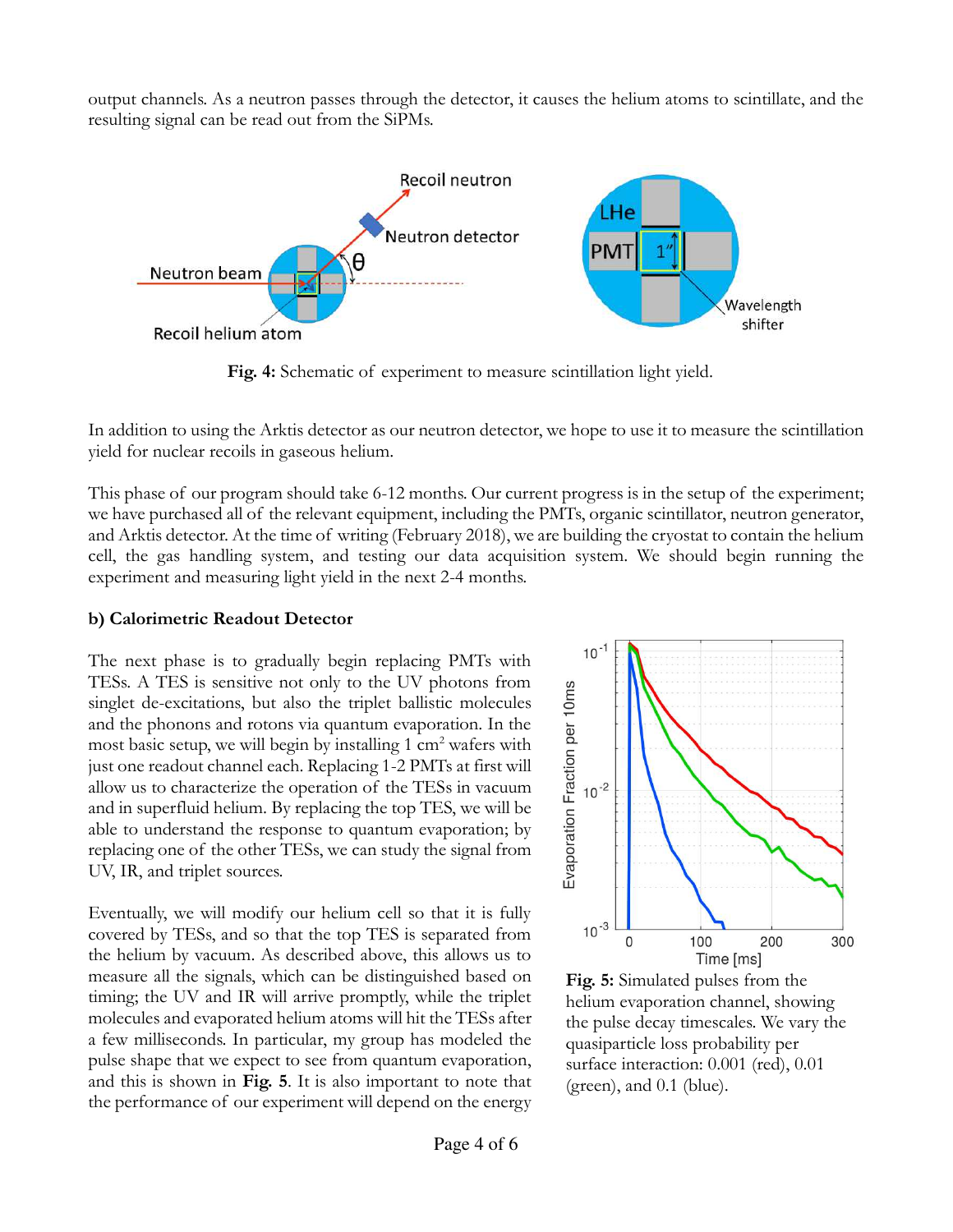output channels. As a neutron passes through the detector, it causes the helium atoms to scintillate, and the resulting signal can be read out from the SiPMs.

**Fig. 4:** Schematic of experiment to measure scintillation light yield.

In addition to using the Arktis detector as our neutron detector, we hope to use it to measure the scintillation yield for nuclear recoils in gaseous helium.

This phase of our program should take 6-12 months. Our current progress is in the setup of the experiment; we have purchased all of the relevant equipment, including the PMTs, organic scintillator, neutron generator, and Arktis detector. At the time of writing (February 2018), we are building the cryostat to contain the helium cell, the gas handling system, and testing our data acquisition system. We should begin running the experiment and measuring light yield in the next 2-4 months.

### b) Calorimetric Readout Detector

The next phase is to gradually begin replacing PMTs with TESs. A TES is sensitive not only to the UV photons from singlet de-excitations, but also the triplet ballistic molecules and the phonons and rotons via quantum evaporation. In the most basic setup, we will begin by installing 1 $cm^2$ wafers with just one readout channel each. Replacing 1-2 PMTs at first will allow us to characterize the operation of the TESs in vacuum and in superfluid helium. By replacing the top TES, we will be able to understand the response to quantum evaporation; by replacing one of the other TESs, we can study the signal from UV, IR, and triplet sources.

Eventually, we will modify our helium cell so that it is fully covered by TESs, and so that the top TES is separated from the helium by vacuum. As described above, this allows us to measure all the signals, which can be distinguished based on timing; the UV and IR will arrive promptly, while the triplet molecules and evaporated helium atoms will hit the TESs after a few milliseconds. In particular, my group has modeled the pulse shape that we expect to see from quantum evaporation, and this is shown in **Fig. 5**. It is also important to note that the performance of our experiment will depend on the energy

**Fig. 5:** Simulated pulses from the helium evaporation channel, showing the pulse decay timescales. We vary the quasiparticle loss probability per surface interaction: 0.001 (red), 0.01 (green), and 0.1 (blue).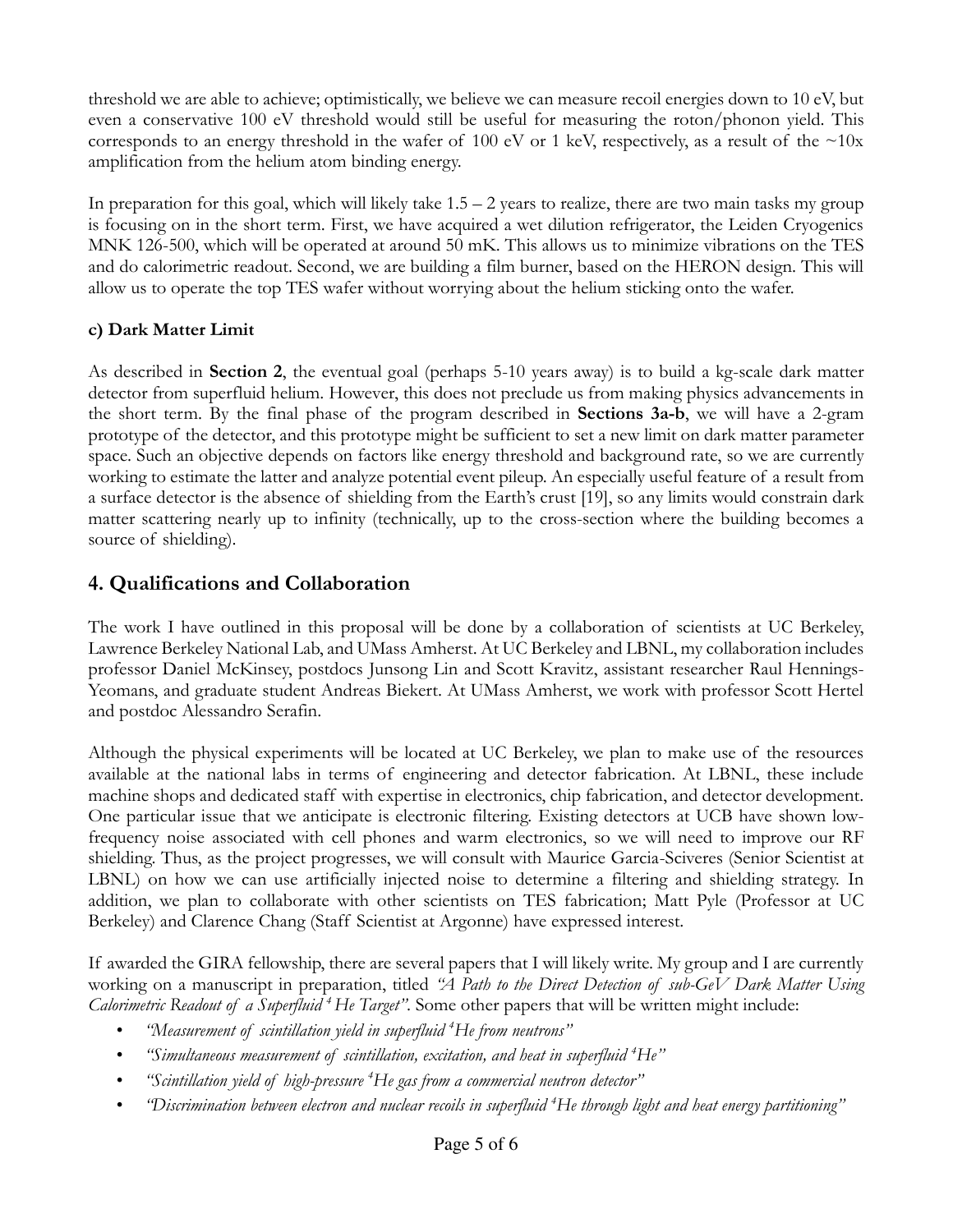threshold we are able to achieve; optimistically, we believe we can measure recoil energies down to 10 eV, but even a conservative 100 eV threshold would still be useful for measuring the roton/phonon yield. This corresponds to an energy threshold in the wafer of 100 eV or 1 keV, respectively, as a result of the ~10x amplification from the helium atom binding energy.

In preparation for this goal, which will likely take 1.5 – 2 years to realize, there are two main tasks my group is focusing on in the short term. First, we have acquired a wet dilution refrigerator, the Leiden Cryogenics MNK 126-500, which will be operated at around 50 mK. This allows us to minimize vibrations on the TES and do calorimetric readout. Second, we are building a film burner, based on the HERON design. This will allow us to operate the top TES wafer without worrying about the helium sticking onto the wafer.

**c) Dark Matter Limit**

As described in **Section 2**, the eventual goal (perhaps 5-10 years away) is to build a kg-scale dark matter detector from superfluid helium. However, this does not preclude us from making physics advancements in the short term. By the final phase of the program described in **Sections 3a-b**, we will have a 2-gram prototype of the detector, and this prototype might be sufficient to set a new limit on dark matter parameter space. Such an objective depends on factors like energy threshold and background rate, so we are currently working to estimate the latter and analyze potential event pileup. An especially useful feature of a result from a surface detector is the absence of shielding from the Earth's crust [19], so any limits would constrain dark matter scattering nearly up to infinity (technically, up to the cross-section where the building becomes a source of shielding).

## 4. Qualifications and Collaboration

The work I have outlined in this proposal will be done by a collaboration of scientists at UC Berkeley, Lawrence Berkeley National Lab, and UMass Amherst. At UC Berkeley and LBNL, my collaboration includes professor Daniel McKinsey, postdocs Junsong Lin and Scott Kravitz, assistant researcher Raul Hennings-Yeomans, and graduate student Andreas Biekert. At UMass Amherst, we work with professor Scott Hertel and postdoc Alessandro Serafin.

Although the physical experiments will be located at UC Berkeley, we plan to make use of the resources available at the national labs in terms of engineering and detector fabrication. At LBNL, these include machine shops and dedicated staff with expertise in electronics, chip fabrication, and detector development. One particular issue that we anticipate is electronic filtering. Existing detectors at UCB have shown low-frequency noise associated with cell phones and warm electronics, so we will need to improve our RF shielding. Thus, as the project progresses, we will consult with Maurice Garcia-Sciveres (Senior Scientist at LBNL) on how we can use artificially injected noise to determine a filtering and shielding strategy. In addition, we plan to collaborate with other scientists on TES fabrication; Matt Pyle (Professor at UC Berkeley) and Clarence Chang (Staff Scientist at Argonne) have expressed interest.

If awarded the GIRA fellowship, there are several papers that I will likely write. My group and I are currently working on a manuscript in preparation, titled *"A Path to the Direct Detection of sub-GeV Dark Matter Using Calorimetric Readout of a Superfluid $^4$He Target"*. Some other papers that will be written might include:

- *"Measurement of scintillation yield in superfluid $^4$He from neutrons"*
- *"Simultaneous measurement of scintillation, excitation, and heat in superfluid $^4$He"*
- *"Scintillation yield of high-pressure $^4$He gas from a commercial neutron detector"*
- *"Discrimination between electron and nuclear recoils in superfluid $^4$He through light and heat energy partitioning"*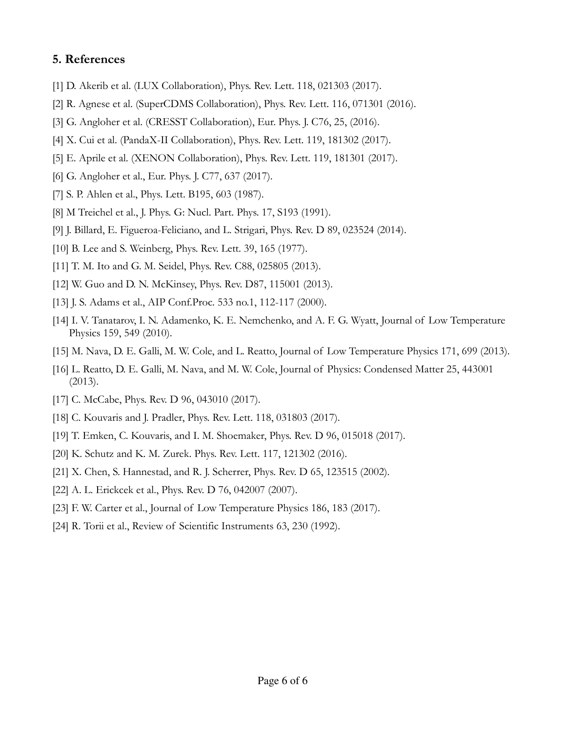## 5. References

[1] D. Akerib et al. (LUX Collaboration), Phys. Rev. Lett. 118, 021303 (2017).

[2] R. Agnese et al. (SuperCDMS Collaboration), Phys. Rev. Lett. 116, 071301 (2016).

[3] G. Angloher et al. (CRESST Collaboration), Eur. Phys. J. C76, 25, (2016).

[4] X. Cui et al. (PandaX-II Collaboration), Phys. Rev. Lett. 119, 181302 (2017).

[5] E. Aprile et al. (XENON Collaboration), Phys. Rev. Lett. 119, 181301 (2017).

[6] G. Angloher et al., Eur. Phys. J. C77, 637 (2017).

[7] S. P. Ahlen et al., Phys. Lett. B195, 603 (1987).

[8] M Treichel et al., J. Phys. G: Nucl. Part. Phys. 17, S193 (1991).

[9] J. Billard, E. Figueroa-Feliciano, and L. Strigari, Phys. Rev. D 89, 023524 (2014).

[10] B. Lee and S. Weinberg, Phys. Rev. Lett. 39, 165 (1977).

[11] T. M. Ito and G. M. Seidel, Phys. Rev. C88, 025805 (2013).

[12] W. Guo and D. N. McKinsey, Phys. Rev. D87, 115001 (2013).

[13] J. S. Adams et al., AIP Conf.Proc. 533 no.1, 112-117 (2000).

[14] I. V. Tanatarov, I. N. Adamenko, K. E. Nemchenko, and A. F. G. Wyatt, Journal of Low Temperature Physics 159, 549 (2010).

[15] M. Nava, D. E. Galli, M. W. Cole, and L. Reatto, Journal of Low Temperature Physics 171, 699 (2013).

[16] L. Reatto, D. E. Galli, M. Nava, and M. W. Cole, Journal of Physics: Condensed Matter 25, 443001 (2013).

[17] C. McCabe, Phys. Rev. D 96, 043010 (2017).

[18] C. Kouvaris and J. Pradler, Phys. Rev. Lett. 118, 031803 (2017).

[19] T. Emken, C. Kouvaris, and I. M. Shoemaker, Phys. Rev. D 96, 015018 (2017).

[20] K. Schutz and K. M. Zurek. Phys. Rev. Lett. 117, 121302 (2016).

[21] X. Chen, S. Hannestad, and R. J. Scherrer, Phys. Rev. D 65, 123515 (2002).

[22] A. L. Erickcek et al., Phys. Rev. D 76, 042007 (2007).

[23] F. W. Carter et al., Journal of Low Temperature Physics 186, 183 (2017).

[24] R. Torii et al., Review of Scientific Instruments 63, 230 (1992).